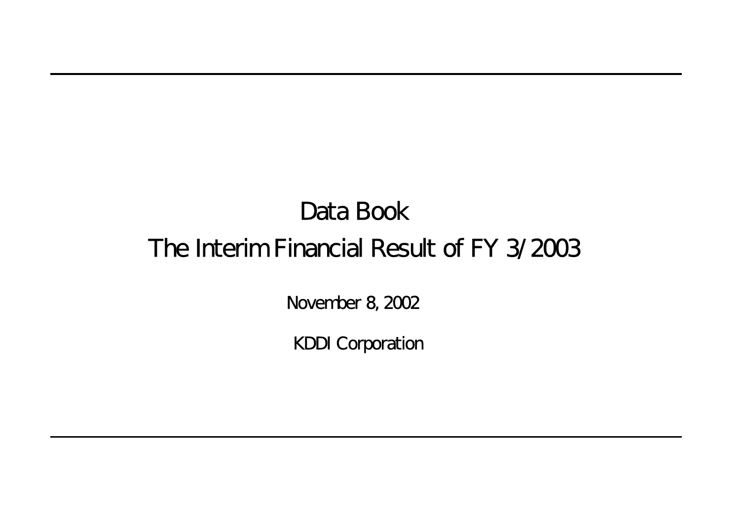# Data Book

# The Interim Financial Result of FY 3/2003

November 8, 2002

KDDI Corporation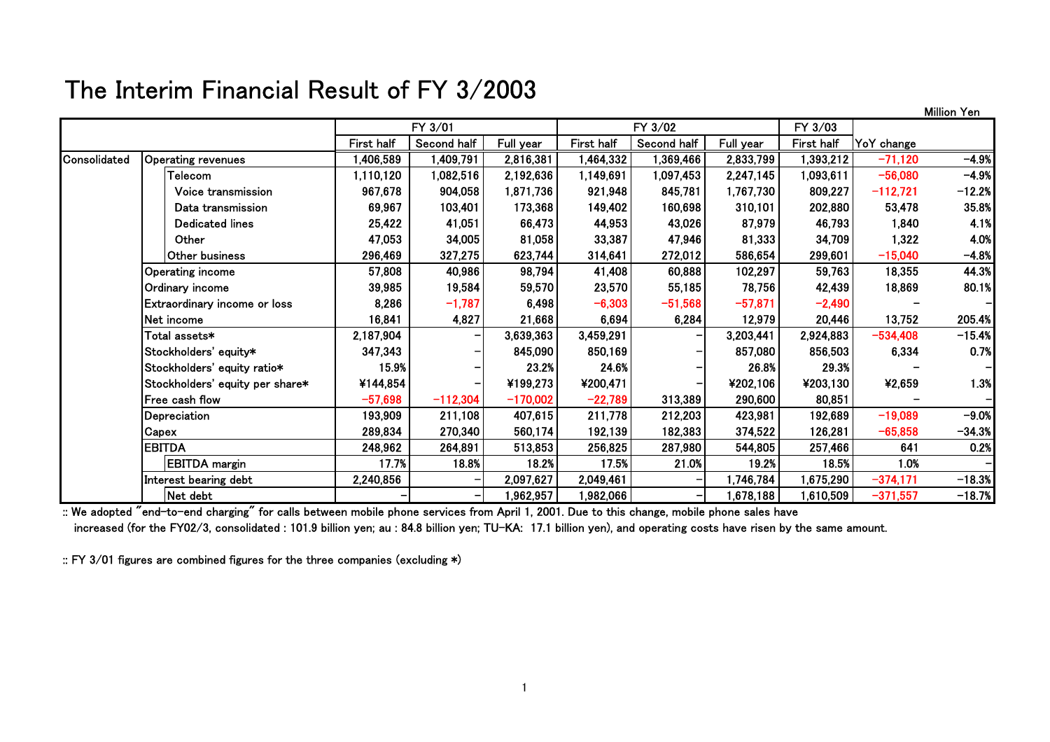# The Interim Financial Result of FY 3/2003

Million Yen

| | | FY 3/01 | | | FY 3/02 | | | FY 3/03 | | |
|---|---|---|---|---|---|---|---|---|---|---|
| | | First half | Second half | Full year | First half | Second half | Full year | First half | YoY change | |
| Consolidated | Operating revenues | 1,406,589 | 1,409,791 | 2,816,381 | 1,464,332 | 1,369,466 | 2,833,799 | 1,393,212 | −71,120 | −4.9% |
| | Telecom | 1,110,120 | 1,082,516 | 2,192,636 | 1,149,691 | 1,097,453 | 2,247,145 | 1,093,611 | −56,080 | −4.9% |
| | Voice transmission | 967,678 | 904,058 | 1,871,736 | 921,948 | 845,781 | 1,767,730 | 809,227 | −112,721 | −12.2% |
| | Data transmission | 69,967 | 103,401 | 173,368 | 149,402 | 160,698 | 310,101 | 202,880 | 53,478 | 35.8% |
| | Dedicated lines | 25,422 | 41,051 | 66,473 | 44,953 | 43,026 | 87,979 | 46,793 | 1,840 | 4.1% |
| | Other | 47,053 | 34,005 | 81,058 | 33,387 | 47,946 | 81,333 | 34,709 | 1,322 | 4.0% |
| | Other business | 296,469 | 327,275 | 623,744 | 314,641 | 272,012 | 586,654 | 299,601 | −15,040 | −4.8% |
| | Operating income | 57,808 | 40,986 | 98,794 | 41,408 | 60,888 | 102,297 | 59,763 | 18,355 | 44.3% |
| | Ordinary income | 39,985 | 19,584 | 59,570 | 23,570 | 55,185 | 78,756 | 42,439 | 18,869 | 80.1% |
| | Extraordinary income or loss | 8,286 | −1,787 | 6,498 | −6,303 | −51,568 | −57,871 | −2,490 | − | − |
| | Net income | 16,841 | 4,827 | 21,668 | 6,694 | 6,284 | 12,979 | 20,446 | 13,752 | 205.4% |
| | Total assets* | 2,187,904 | − | 3,639,363 | 3,459,291 | − | 3,203,441 | 2,924,883 | −534,408 | −15.4% |
| | Stockholders' equity* | 347,343 | − | 845,090 | 850,169 | − | 857,080 | 856,503 | 6,334 | 0.7% |
| | Stockholders' equity ratio* | 15.9% | − | 23.2% | 24.6% | − | 26.8% | 29.3% | − | − |
| | Stockholders' equity per share* | ¥144,854 | − | ¥199,273 | ¥200,471 | − | ¥202,106 | ¥203,130 | ¥2,659 | 1.3% |
| | Free cash flow | −57,698 | −112,304 | −170,002 | −22,789 | 313,389 | 290,600 | 80,851 | − | − |
| | Depreciation | 193,909 | 211,108 | 407,615 | 211,778 | 212,203 | 423,981 | 192,689 | −19,089 | −9.0% |
| | Capex | 289,834 | 270,340 | 560,174 | 192,139 | 182,383 | 374,522 | 126,281 | −65,858 | −34.3% |
| | EBITDA | 248,962 | 264,891 | 513,853 | 256,825 | 287,980 | 544,805 | 257,466 | 641 | 0.2% |
| | EBITDA margin | 17.7% | 18.8% | 18.2% | 17.5% | 21.0% | 19.2% | 18.5% | 1.0% | − |
| | Interest bearing debt | 2,240,856 | − | 2,097,627 | 2,049,461 | − | 1,746,784 | 1,675,290 | −374,171 | −18.3% |
| | Net debt | − | − | 1,962,957 | 1,982,066 | − | 1,678,188 | 1,610,509 | −371,557 | −18.7% |

:: We adopted "end-to-end charging" for calls between mobile phone services from April 1, 2001. Due to this change, mobile phone sales have increased (for the FY02/3, consolidated : 101.9 billion yen; au : 84.8 billion yen; TU-KA: 17.1 billion yen), and operating costs have risen by the same amount.

:: FY 3/01 figures are combined figures for the three companies (excluding *)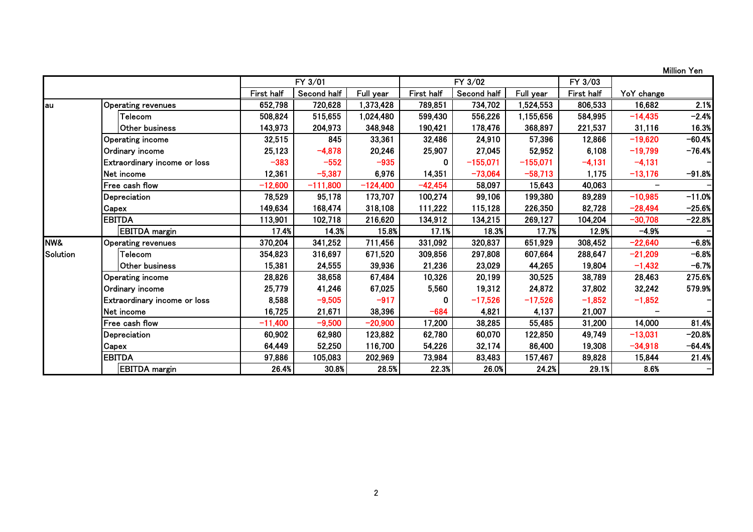Million Yen

| | | FY 3/01 | | | FY 3/02 | | | FY 3/03 | | |
|---|---|---|---|---|---|---|---|---|---|---|
| | | First half | Second half | Full year | First half | Second half | Full year | First half | YoY change | |
| au | Operating revenues | 652,798 | 720,628 | 1,373,428 | 789,851 | 734,702 | 1,524,553 | 806,533 | 16,682 | 2.1% |
| | Telecom | 508,824 | 515,655 | 1,024,480 | 599,430 | 556,226 | 1,155,656 | 584,995 | −14,435 | −2.4% |
| | Other business | 143,973 | 204,973 | 348,948 | 190,421 | 178,476 | 368,897 | 221,537 | 31,116 | 16.3% |
| | Operating income | 32,515 | 845 | 33,361 | 32,486 | 24,910 | 57,396 | 12,866 | −19,620 | −60.4% |
| | Ordinary income | 25,123 | −4,878 | 20,246 | 25,907 | 27,045 | 52,952 | 6,108 | −19,799 | −76.4% |
| | Extraordinary income or loss | −383 | −552 | −935 | 0 | −155,071 | −155,071 | −4,131 | −4,131 | − |
| | Net income | 12,361 | −5,387 | 6,976 | 14,351 | −73,064 | −58,713 | 1,175 | −13,176 | −91.8% |
| | Free cash flow | −12,600 | −111,800 | −124,400 | −42,454 | 58,097 | 15,643 | 40,063 | − | − |
| | Depreciation | 78,529 | 95,178 | 173,707 | 100,274 | 99,106 | 199,380 | 89,289 | −10,985 | −11.0% |
| | Capex | 149,634 | 168,474 | 318,108 | 111,222 | 115,128 | 226,350 | 82,728 | −28,494 | −25.6% |
| | EBITDA | 113,901 | 102,718 | 216,620 | 134,912 | 134,215 | 269,127 | 104,204 | −30,708 | −22.8% |
| | EBITDA margin | 17.4% | 14.3% | 15.8% | 17.1% | 18.3% | 17.7% | 12.9% | −4.9% | − |
| NW& Solution | Operating revenues | 370,204 | 341,252 | 711,456 | 331,092 | 320,837 | 651,929 | 308,452 | −22,640 | −6.8% |
| | Telecom | 354,823 | 316,697 | 671,520 | 309,856 | 297,808 | 607,664 | 288,647 | −21,209 | −6.8% |
| | Other business | 15,381 | 24,555 | 39,936 | 21,236 | 23,029 | 44,265 | 19,804 | −1,432 | −6.7% |
| | Operating income | 28,826 | 38,658 | 67,484 | 10,326 | 20,199 | 30,525 | 38,789 | 28,463 | 275.6% |
| | Ordinary income | 25,779 | 41,246 | 67,025 | 5,560 | 19,312 | 24,872 | 37,802 | 32,242 | 579.9% |
| | Extraordinary income or loss | 8,588 | −9,505 | −917 | 0 | −17,526 | −17,526 | −1,852 | −1,852 | − |
| | Net income | 16,725 | 21,671 | 38,396 | −684 | 4,821 | 4,137 | 21,007 | − | − |
| | Free cash flow | −11,400 | −9,500 | −20,900 | 17,200 | 38,285 | 55,485 | 31,200 | 14,000 | 81.4% |
| | Depreciation | 60,902 | 62,980 | 123,882 | 62,780 | 60,070 | 122,850 | 49,749 | −13,031 | −20.8% |
| | Capex | 64,449 | 52,250 | 116,700 | 54,226 | 32,174 | 86,400 | 19,308 | −34,918 | −64.4% |
| | EBITDA | 97,886 | 105,083 | 202,969 | 73,984 | 83,483 | 157,467 | 89,828 | 15,844 | 21.4% |
| | EBITDA margin | 26.4% | 30.8% | 28.5% | 22.3% | 26.0% | 24.2% | 29.1% | 8.6% | − |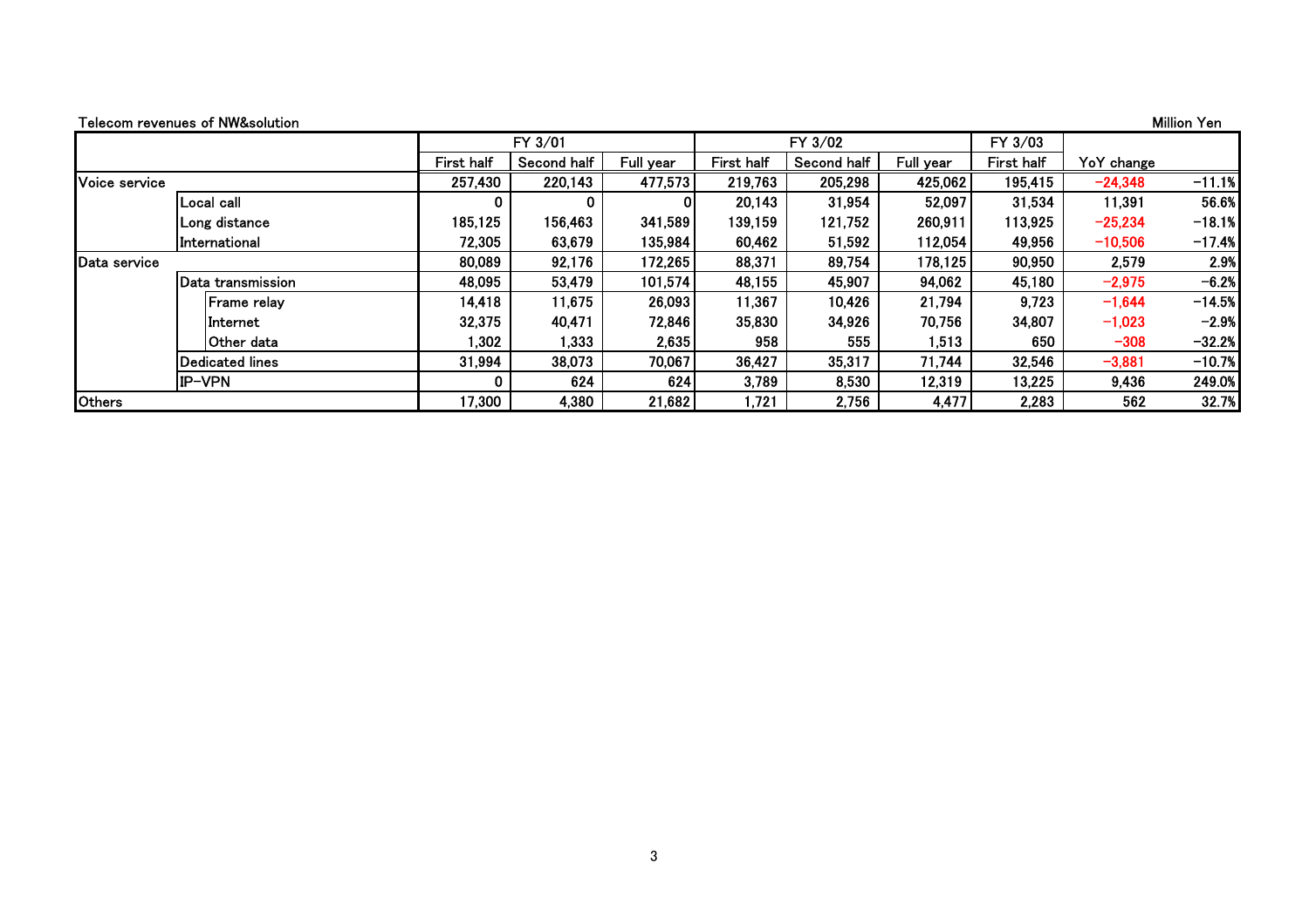Telecom revenues of NW&solution

Million Yen

| | | | FY 3/01 | | | FY 3/02 | | | FY 3/03 | YoY change | |
|---|---|---|---|---|---|---|---|---|---|---|---|
| | | | First half | Second half | Full year | First half | Second half | Full year | First half | | |
| Voice service | | | 257,430 | 220,143 | 477,573 | 219,763 | 205,298 | 425,062 | 195,415 | -24,348 | -11.1% |
| | Local call | | 0 | 0 | 0 | 20,143 | 31,954 | 52,097 | 31,534 | 11,391 | 56.6% |
| | Long distance | | 185,125 | 156,463 | 341,589 | 139,159 | 121,752 | 260,911 | 113,925 | -25,234 | -18.1% |
| | International | | 72,305 | 63,679 | 135,984 | 60,462 | 51,592 | 112,054 | 49,956 | -10,506 | -17.4% |
| Data service | | | 80,089 | 92,176 | 172,265 | 88,371 | 89,754 | 178,125 | 90,950 | 2,579 | 2.9% |
| | Data transmission | | 48,095 | 53,479 | 101,574 | 48,155 | 45,907 | 94,062 | 45,180 | -2,975 | -6.2% |
| | | Frame relay | 14,418 | 11,675 | 26,093 | 11,367 | 10,426 | 21,794 | 9,723 | -1,644 | -14.5% |
| | | Internet | 32,375 | 40,471 | 72,846 | 35,830 | 34,926 | 70,756 | 34,807 | -1,023 | -2.9% |
| | | Other data | 1,302 | 1,333 | 2,635 | 958 | 555 | 1,513 | 650 | -308 | -32.2% |
| | Dedicated lines | | 31,994 | 38,073 | 70,067 | 36,427 | 35,317 | 71,744 | 32,546 | -3,881 | -10.7% |
| | IP-VPN | | 0 | 624 | 624 | 3,789 | 8,530 | 12,319 | 13,225 | 9,436 | 249.0% |
| Others | | | 17,300 | 4,380 | 21,682 | 1,721 | 2,756 | 4,477 | 2,283 | 562 | 32.7% |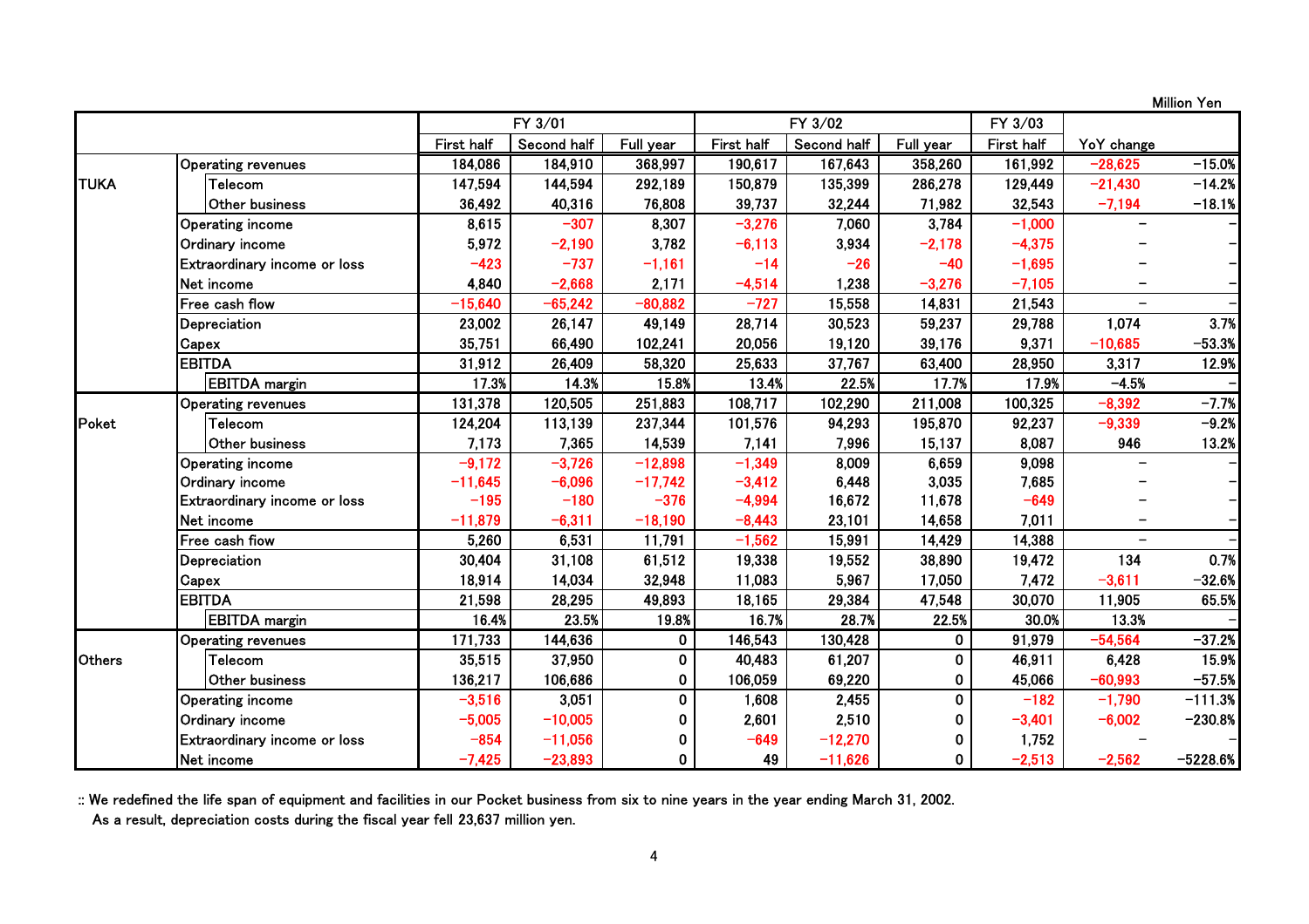Million Yen

| | | FY 3/01 | | | FY 3/02 | | | FY 3/03 | | |
|---|---|---|---|---|---|---|---|---|---|---|
| | | First half | Second half | Full year | First half | Second half | Full year | First half | YoY change | |
| TUKA | Operating revenues | 184,086 | 184,910 | 368,997 | 190,617 | 167,643 | 358,260 | 161,992 | −28,625 | −15.0% |
| | Telecom | 147,594 | 144,594 | 292,189 | 150,879 | 135,399 | 286,278 | 129,449 | −21,430 | −14.2% |
| | Other business | 36,492 | 40,316 | 76,808 | 39,737 | 32,244 | 71,982 | 32,543 | −7,194 | −18.1% |
| | Operating income | 8,615 | −307 | 8,307 | −3,276 | 7,060 | 3,784 | −1,000 | − | − |
| | Ordinary income | 5,972 | −2,190 | 3,782 | −6,113 | 3,934 | −2,178 | −4,375 | − | − |
| | Extraordinary income or loss | −423 | −737 | −1,161 | −14 | −26 | −40 | −1,695 | − | − |
| | Net income | 4,840 | −2,668 | 2,171 | −4,514 | 1,238 | −3,276 | −7,105 | − | − |
| | Free cash flow | −15,640 | −65,242 | −80,882 | −727 | 15,558 | 14,831 | 21,543 | − | − |
| | Depreciation | 23,002 | 26,147 | 49,149 | 28,714 | 30,523 | 59,237 | 29,788 | 1,074 | 3.7% |
| | Capex | 35,751 | 66,490 | 102,241 | 20,056 | 19,120 | 39,176 | 9,371 | −10,685 | −53.3% |
| | EBITDA | 31,912 | 26,409 | 58,320 | 25,633 | 37,767 | 63,400 | 28,950 | 3,317 | 12.9% |
| | EBITDA margin | 17.3% | 14.3% | 15.8% | 13.4% | 22.5% | 17.7% | 17.9% | −4.5% | − |
| Poket | Operating revenues | 131,378 | 120,505 | 251,883 | 108,717 | 102,290 | 211,008 | 100,325 | −8,392 | −7.7% |
| | Telecom | 124,204 | 113,139 | 237,344 | 101,576 | 94,293 | 195,870 | 92,237 | −9,339 | −9.2% |
| | Other business | 7,173 | 7,365 | 14,539 | 7,141 | 7,996 | 15,137 | 8,087 | 946 | 13.2% |
| | Operating income | −9,172 | −3,726 | −12,898 | −1,349 | 8,009 | 6,659 | 9,098 | − | − |
| | Ordinary income | −11,645 | −6,096 | −17,742 | −3,412 | 6,448 | 3,035 | 7,685 | − | − |
| | Extraordinary income or loss | −195 | −180 | −376 | −4,994 | 16,672 | 11,678 | −649 | − | − |
| | Net income | −11,879 | −6,311 | −18,190 | −8,443 | 23,101 | 14,658 | 7,011 | − | − |
| | Free cash flow | 5,260 | 6,531 | 11,791 | −1,562 | 15,991 | 14,429 | 14,388 | − | − |
| | Depreciation | 30,404 | 31,108 | 61,512 | 19,338 | 19,552 | 38,890 | 19,472 | 134 | 0.7% |
| | Capex | 18,914 | 14,034 | 32,948 | 11,083 | 5,967 | 17,050 | 7,472 | −3,611 | −32.6% |
| | EBITDA | 21,598 | 28,295 | 49,893 | 18,165 | 29,384 | 47,548 | 30,070 | 11,905 | 65.5% |
| | EBITDA margin | 16.4% | 23.5% | 19.8% | 16.7% | 28.7% | 22.5% | 30.0% | 13.3% | − |
| Others | Operating revenues | 171,733 | 144,636 | 0 | 146,543 | 130,428 | 0 | 91,979 | −54,564 | −37.2% |
| | Telecom | 35,515 | 37,950 | 0 | 40,483 | 61,207 | 0 | 46,911 | 6,428 | 15.9% |
| | Other business | 136,217 | 106,686 | 0 | 106,059 | 69,220 | 0 | 45,066 | −60,993 | −57.5% |
| | Operating income | −3,516 | 3,051 | 0 | 1,608 | 2,455 | 0 | −182 | −1,790 | −111.3% |
| | Ordinary income | −5,005 | −10,005 | 0 | 2,601 | 2,510 | 0 | −3,401 | −6,002 | −230.8% |
| | Extraordinary income or loss | −854 | −11,056 | 0 | −649 | −12,270 | 0 | 1,752 | − | − |
| | Net income | −7,425 | −23,893 | 0 | 49 | −11,626 | 0 | −2,513 | −2,562 | −5228.6% |

:: We redefined the life span of equipment and facilities in our Pocket business from six to nine years in the year ending March 31, 2002.
As a result, depreciation costs during the fiscal year fell 23,637 million yen.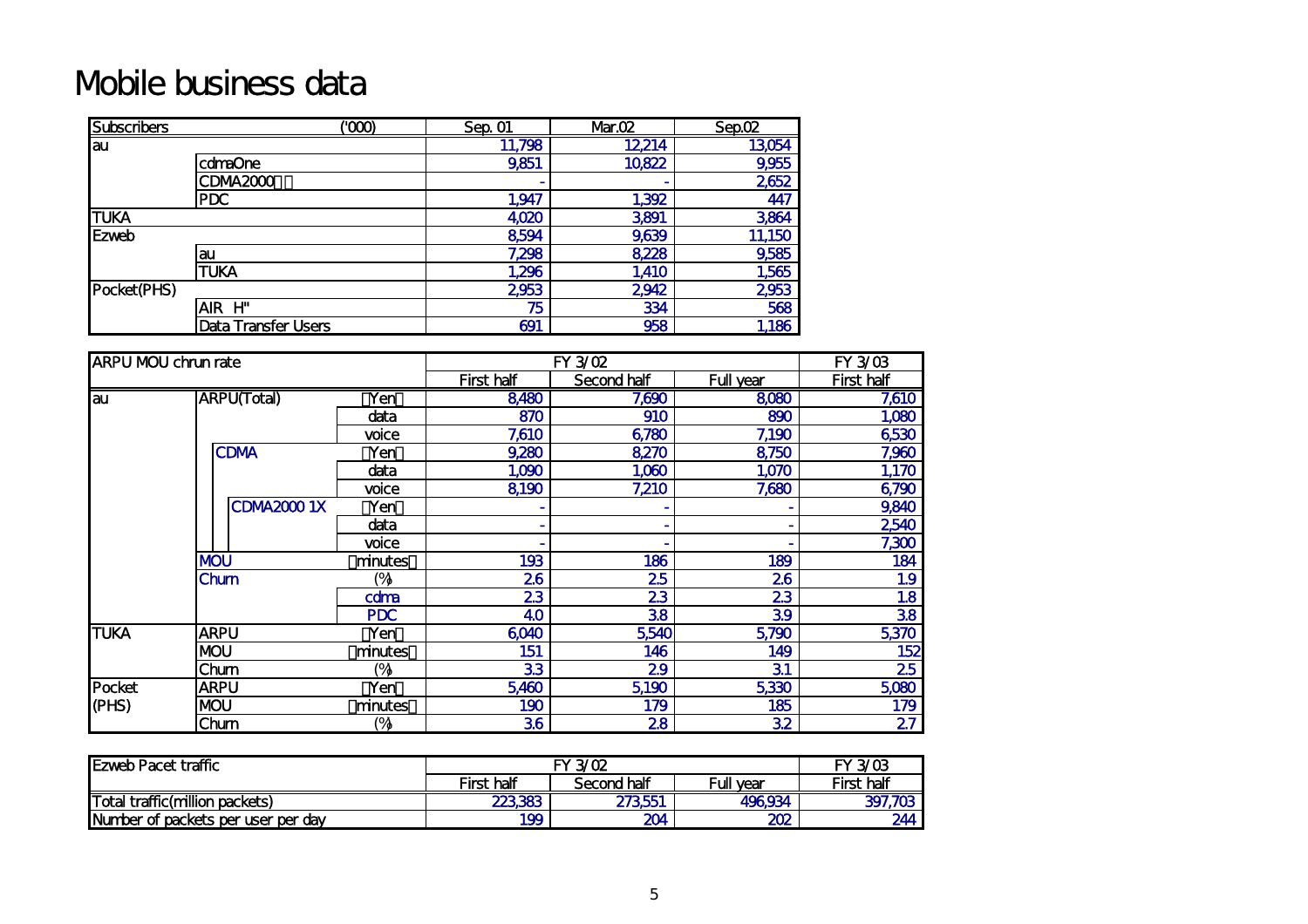# Mobile business data

| Subscribers | ('000) | Sep. 01 | Mar.02 | Sep.02 |
|---|---|---|---|---|
| au | | 11,798 | 12,214 | 13,054 |
| | cdmaOne | 9,851 | 10,822 | 9,955 |
| | CDMA2000 | - | - | 2,652 |
| | PDC | 1,947 | 1,392 | 447 |
| TUKA | | 4,020 | 3,891 | 3,864 |
| Ezweb | | 8,594 | 9,639 | 11,150 |
| | au | 7,298 | 8,228 | 9,585 |
| | TUKA | 1,296 | 1,410 | 1,565 |
| Pocket(PHS) | | 2,953 | 2,942 | 2,953 |
| | AIR H" | 75 | 334 | 568 |
| | Data Transfer Users | 691 | 958 | 1,186 |

| ARPU MOU chrun rate | | | FY 3/02 | | | FY 3/03 |
|---|---|---|---|---|---|---|
| | | | First half | Second half | Full year | First half |
| au | ARPU(Total) | Yen | 8,480 | 7,690 | 8,080 | 7,610 |
| | | data | 870 | 910 | 890 | 1,080 |
| | | voice | 7,610 | 6,780 | 7,190 | 6,530 |
| | CDMA | Yen | 9,280 | 8,270 | 8,750 | 7,960 |
| | | data | 1,090 | 1,060 | 1,070 | 1,170 |
| | | voice | 8,190 | 7,210 | 7,680 | 6,790 |
| | CDMA2000 1X | Yen | - | - | - | 9,840 |
| | | data | - | - | - | 2,540 |
| | | voice | - | - | - | 7,300 |
| | MOU | minutes | 193 | 186 | 189 | 184 |
| | Churn | (%) | 2.6 | 2.5 | 2.6 | 1.9 |
| | | cdma | 2.3 | 2.3 | 2.3 | 1.8 |
| | | PDC | 4.0 | 3.8 | 3.9 | 3.8 |
| TUKA | ARPU | Yen | 6,040 | 5,540 | 5,790 | 5,370 |
| | MOU | minutes | 151 | 146 | 149 | 152 |
| | Churn | (%) | 3.3 | 2.9 | 3.1 | 2.5 |
| Pocket (PHS) | ARPU | Yen | 5,460 | 5,190 | 5,330 | 5,080 |
| | MOU | minutes | 190 | 179 | 185 | 179 |
| | Churn | (%) | 3.6 | 2.8 | 3.2 | 2.7 |

| Ezweb Pacet traffic | FY 3/02 | | | FY 3/03 |
|---|---|---|---|---|
| | First half | Second half | Full year | First half |
| Total traffic(million packets) | 223,383 | 273,551 | 496,934 | 397,703 |
| Number of packets per user per day | 199 | 204 | 202 | 244 |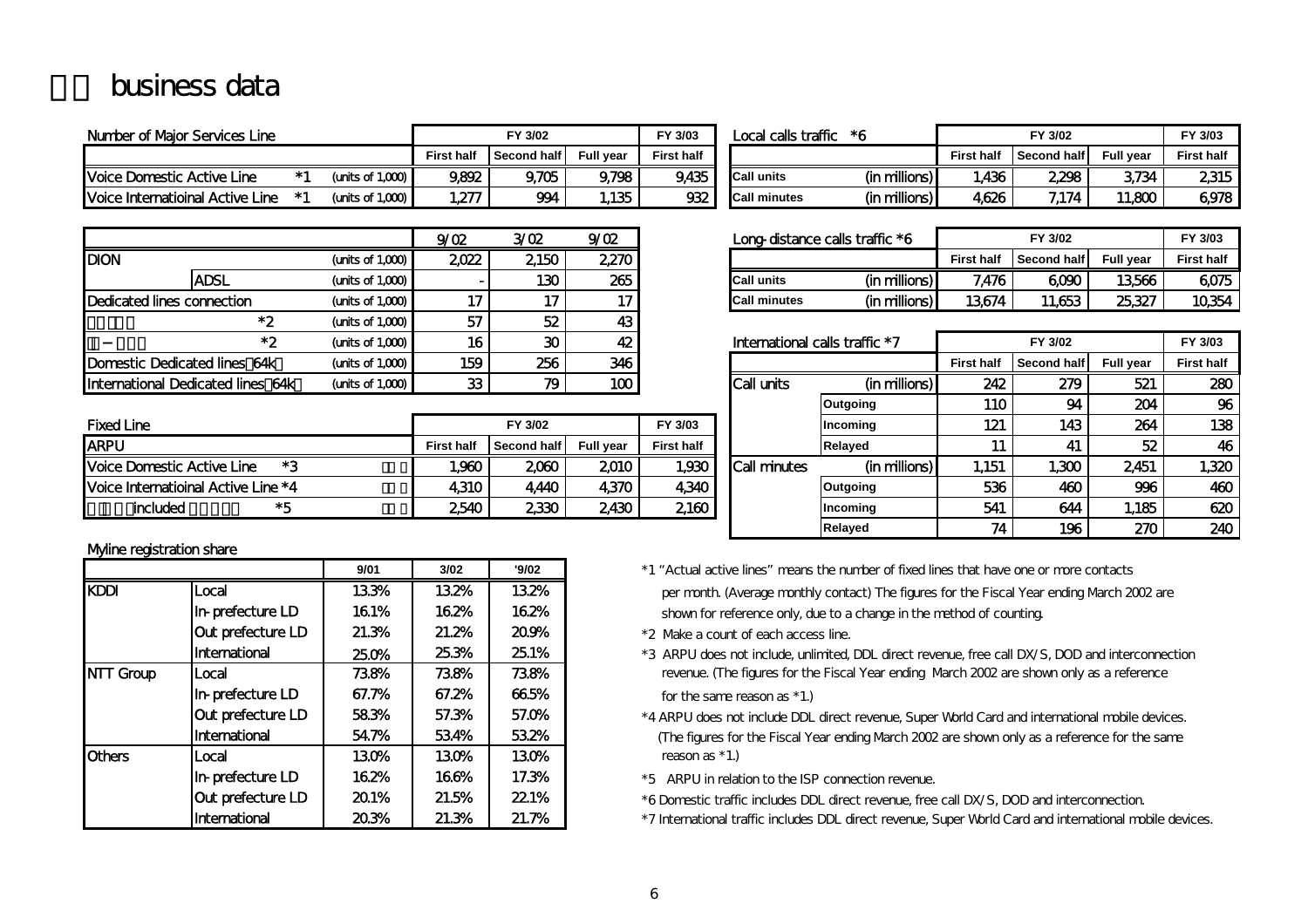# business data

| Number of Major Services Line | | | FY 3/02 | | | FY 3/03 |
|---|---|---|---|---|---|---|
| | | | First half | Second half | Full year | First half |
| Voice Domestic Active Line | *1 | (units of 1,000) | 9,892 | 9,705 | 9,798 | 9,435 |
| Voice Internatioinal Active Line | *1 | (units of 1,000) | 1,277 | 994 | 1,135 | 932 |

| | | | 9/02 | 3/02 | 9/02 |
|---|---|---|---|---|---|
| DION | | (units of 1,000) | 2,022 | 2,150 | 2,270 |
| | ADSL | (units of 1,000) | - | 130 | 265 |
| Dedicated lines connection | | (units of 1,000) | 17 | 17 | 17 |
| | *2 | (units of 1,000) | 57 | 52 | 43 |
| | *2 | (units of 1,000) | 16 | 30 | 42 |
| Domestic Dedicated lines 64k | | (units of 1,000) | 159 | 256 | 346 |
| International Dedicated lines 64k | | (units of 1,000) | 33 | 79 | 100 |

| Fixed Line | | FY 3/02 | | | FY 3/03 |
|---|---|---|---|---|---|
| ARPU | | First half | Second half | Full year | First half |
| Voice Domestic Active Line *3 | | 1,960 | 2,060 | 2,010 | 1,930 |
| Voice Internatioinal Active Line *4 | | 4,310 | 4,440 | 4,370 | 4,340 |
| included *5 | | 2,540 | 2,330 | 2,430 | 2,160 |

| Local calls traffic *6 | | FY 3/02 | | | FY 3/03 |
|---|---|---|---|---|---|
| | | First half | Second half | Full year | First half |
| Call units | (in millions) | 1,436 | 2,298 | 3,734 | 2,315 |
| Call minutes | (in millions) | 4,626 | 7,174 | 11,800 | 6,978 |

| Long-distance calls traffic *6 | | FY 3/02 | | | FY 3/03 |
|---|---|---|---|---|---|
| | | First half | Second half | Full year | First half |
| Call units | (in millions) | 7,476 | 6,090 | 13,566 | 6,075 |
| Call minutes | (in millions) | 13,674 | 11,653 | 25,327 | 10,354 |

| International calls traffic *7 | | FY 3/02 | | | FY 3/03 |
|---|---|---|---|---|---|
| | | First half | Second half | Full year | First half |
| Call units | (in millions) | 242 | 279 | 521 | 280 |
| | Outgoing | 110 | 94 | 204 | 96 |
| | Incoming | 121 | 143 | 264 | 138 |
| | Relayed | 11 | 41 | 52 | 46 |
| Call minutes | (in millions) | 1,151 | 1,300 | 2,451 | 1,320 |
| | Outgoing | 536 | 460 | 996 | 460 |
| | Incoming | 541 | 644 | 1,185 | 620 |
| | Relayed | 74 | 196 | 270 | 240 |

Myline registration share

| | | 9/01 | 3/02 | '9/02 |
|---|---|---|---|---|
| KDDI | Local | 13.3% | 13.2% | 13.2% |
| | In-prefecture LD | 16.1% | 16.2% | 16.2% |
| | Out prefecture LD | 21.3% | 21.2% | 20.9% |
| | International | 25.0% | 25.3% | 25.1% |
| NTT Group | Local | 73.8% | 73.8% | 73.8% |
| | In-prefecture LD | 67.7% | 67.2% | 66.5% |
| | Out prefecture LD | 58.3% | 57.3% | 57.0% |
| | International | 54.7% | 53.4% | 53.2% |
| Others | Local | 13.0% | 13.0% | 13.0% |
| | In-prefecture LD | 16.2% | 16.6% | 17.3% |
| | Out prefecture LD | 20.1% | 21.5% | 22.1% |
| | International | 20.3% | 21.3% | 21.7% |

*1 "Actual active lines" means the number of fixed lines that have one or more contacts per month. (Average monthly contact) The figures for the Fiscal Year ending March 2002 are shown for reference only, due to a change in the method of counting.

*2 Make a count of each access line.

*3 ARPU does not include, unlimited, DDL direct revenue, free call DX/S, DOD and interconnection revenue. (The figures for the Fiscal Year ending March 2002 are shown only as a reference for the same reason as *1.)

*4 ARPU does not include DDL direct revenue, Super World Card and international mobile devices. (The figures for the Fiscal Year ending March 2002 are shown only as a reference for the same reason as *1.)

*5 ARPU in relation to the ISP connection revenue.

*6 Domestic traffic includes DDL direct revenue, free call DX/S, DOD and interconnection.

*7 International traffic includes DDL direct revenue, Super World Card and international mobile devices.